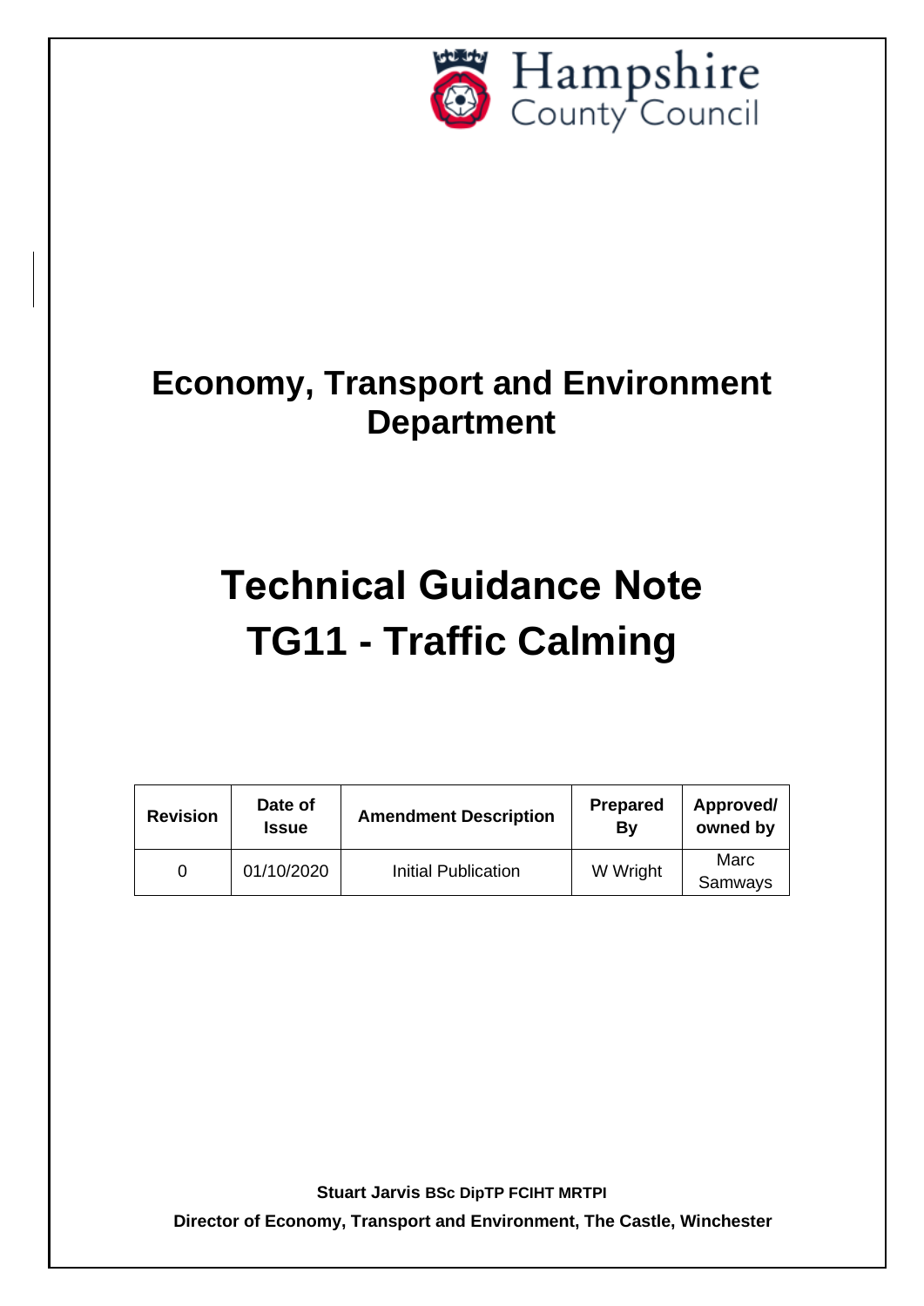Hampshire County Council

# Economy, Transport and Environment Department

# Technical Guidance Note TG11 - Traffic Calming

| Revision | Date of Issue | Amendment Description | Prepared By | Approved/ owned by |
|---|---|---|---|---|
| 0 | 01/10/2020 | Initial Publication | W Wright | Marc Samways |

**Stuart Jarvis BSc DipTP FCIHT MRTPI**

**Director of Economy, Transport and Environment, The Castle, Winchester**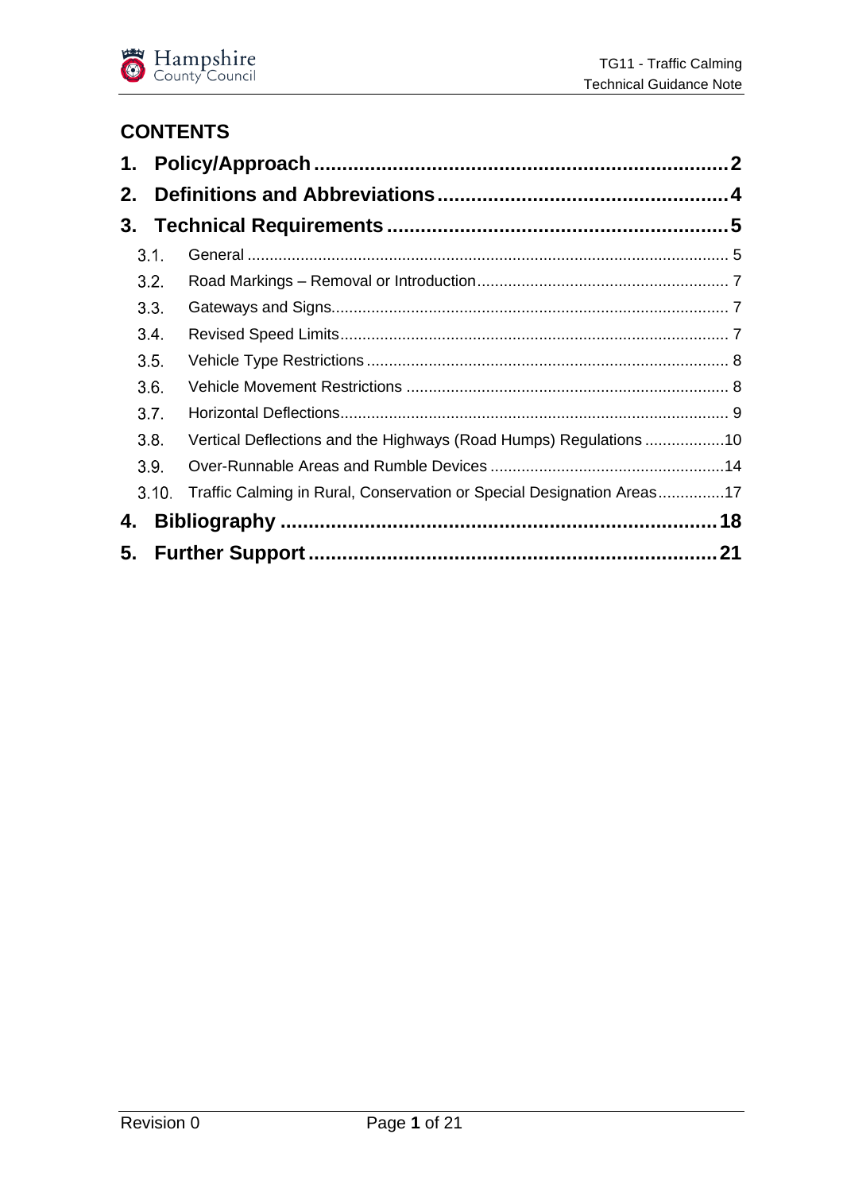## CONTENTS

1. **Policy/Approach** ........ 2
2. **Definitions and Abbreviations** ........ 4
3. **Technical Requirements** ........ 5
   - 3.1. General ........ 5
   - 3.2. Road Markings – Removal or Introduction ........ 7
   - 3.3. Gateways and Signs ........ 7
   - 3.4. Revised Speed Limits ........ 7
   - 3.5. Vehicle Type Restrictions ........ 8
   - 3.6. Vehicle Movement Restrictions ........ 8
   - 3.7. Horizontal Deflections ........ 9
   - 3.8. Vertical Deflections and the Highways (Road Humps) Regulations ........ 10
   - 3.9. Over-Runnable Areas and Rumble Devices ........ 14
   - 3.10. Traffic Calming in Rural, Conservation or Special Designation Areas ........ 17
4. **Bibliography** ........ 18
5. **Further Support** ........ 21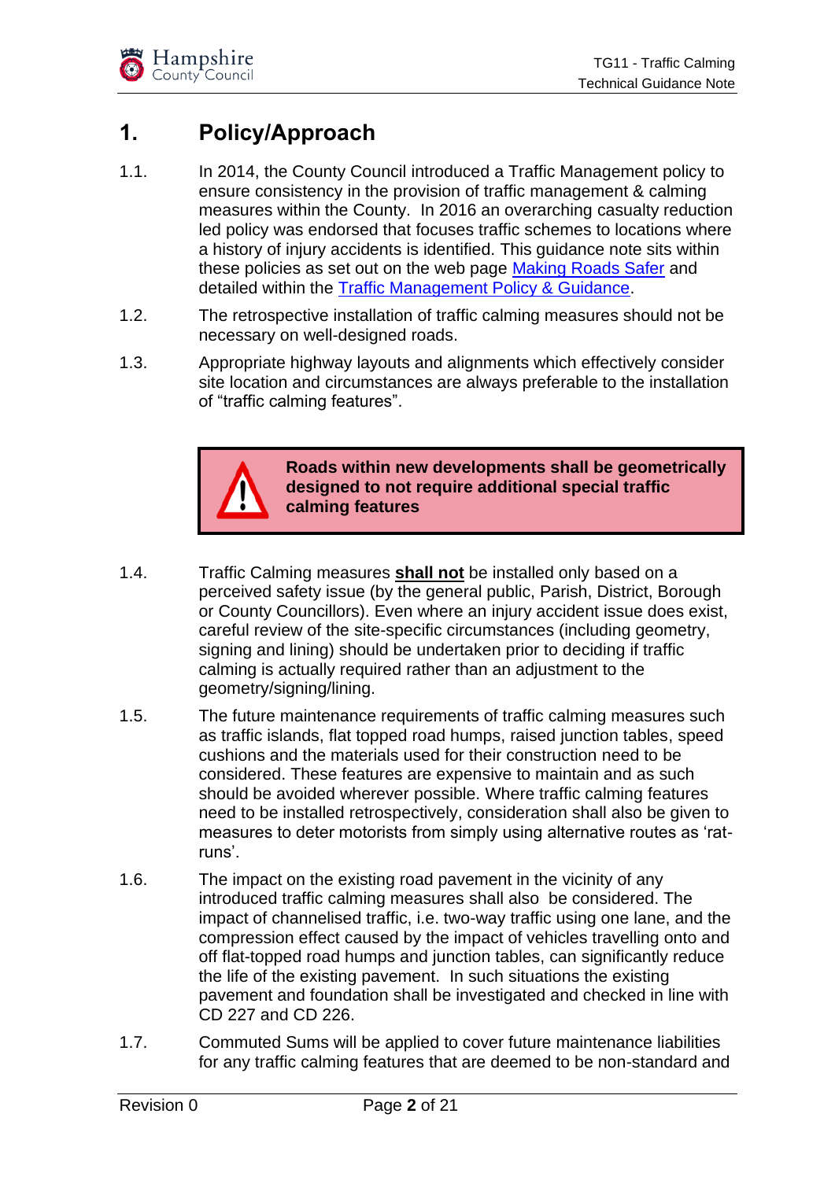# 1. Policy/Approach

1.1. In 2014, the County Council introduced a Traffic Management policy to ensure consistency in the provision of traffic management & calming measures within the County. In 2016 an overarching casualty reduction led policy was endorsed that focuses traffic schemes to locations where a history of injury accidents is identified. This guidance note sits within these policies as set out on the web page Making Roads Safer and detailed within the Traffic Management Policy & Guidance.

1.2. The retrospective installation of traffic calming measures should not be necessary on well-designed roads.

1.3. Appropriate highway layouts and alignments which effectively consider site location and circumstances are always preferable to the installation of "traffic calming features".

> **Roads within new developments shall be geometrically designed to not require additional special traffic calming features**

1.4. Traffic Calming measures **shall not** be installed only based on a perceived safety issue (by the general public, Parish, District, Borough or County Councillors). Even where an injury accident issue does exist, careful review of the site-specific circumstances (including geometry, signing and lining) should be undertaken prior to deciding if traffic calming is actually required rather than an adjustment to the geometry/signing/lining.

1.5. The future maintenance requirements of traffic calming measures such as traffic islands, flat topped road humps, raised junction tables, speed cushions and the materials used for their construction need to be considered. These features are expensive to maintain and as such should be avoided wherever possible. Where traffic calming features need to be installed retrospectively, consideration shall also be given to measures to deter motorists from simply using alternative routes as 'rat-runs'.

1.6. The impact on the existing road pavement in the vicinity of any introduced traffic calming measures shall also be considered. The impact of channelised traffic, i.e. two-way traffic using one lane, and the compression effect caused by the impact of vehicles travelling onto and off flat-topped road humps and junction tables, can significantly reduce the life of the existing pavement. In such situations the existing pavement and foundation shall be investigated and checked in line with CD 227 and CD 226.

1.7. Commuted Sums will be applied to cover future maintenance liabilities for any traffic calming features that are deemed to be non-standard and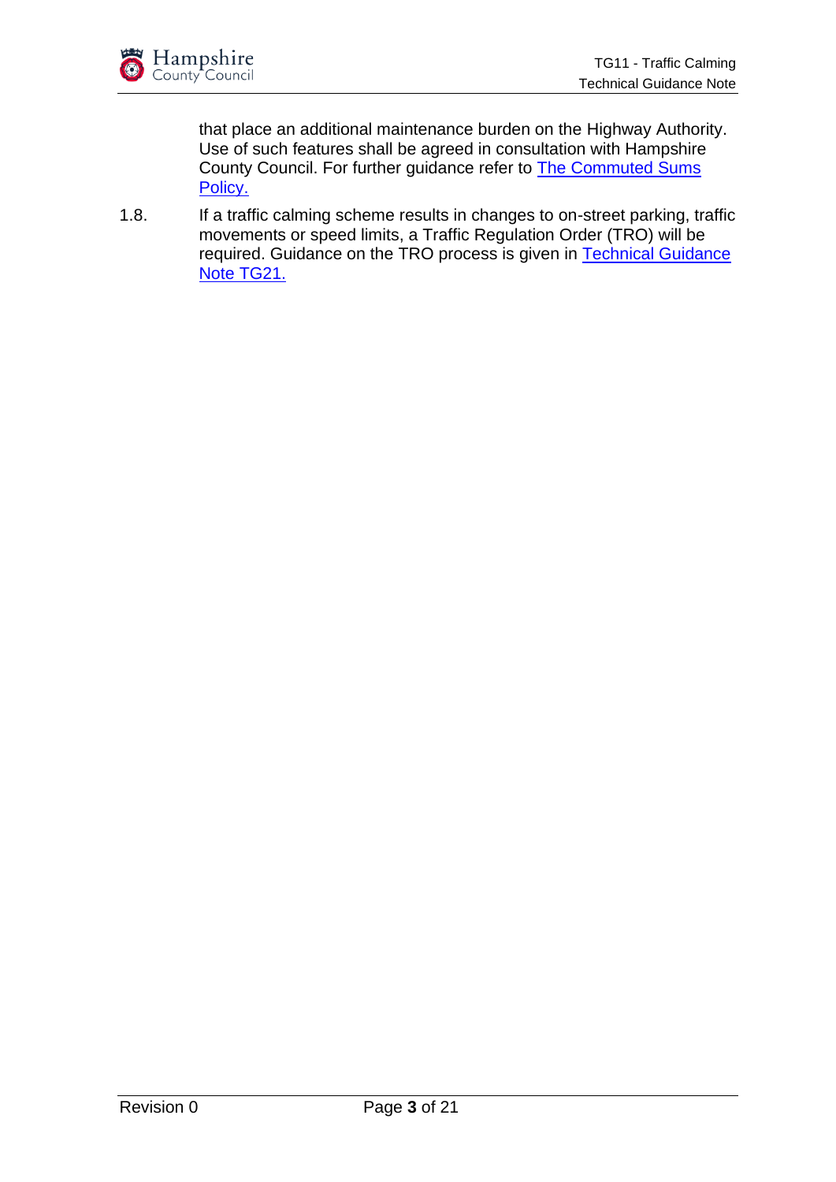that place an additional maintenance burden on the Highway Authority. Use of such features shall be agreed in consultation with Hampshire County Council. For further guidance refer to [The Commuted Sums Policy.]()

1.8. If a traffic calming scheme results in changes to on-street parking, traffic movements or speed limits, a Traffic Regulation Order (TRO) will be required. Guidance on the TRO process is given in [Technical Guidance Note TG21.]()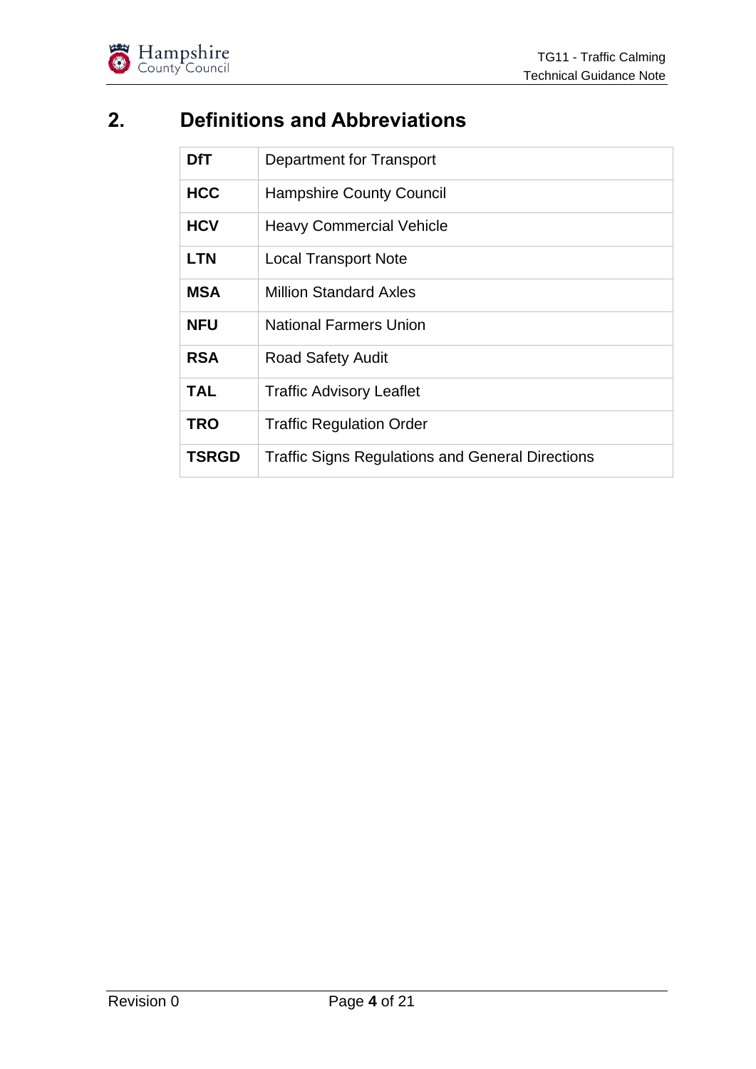# 2. Definitions and Abbreviations

| | |
|---|---|
| **DfT** | Department for Transport |
| **HCC** | Hampshire County Council |
| **HCV** | Heavy Commercial Vehicle |
| **LTN** | Local Transport Note |
| **MSA** | Million Standard Axles |
| **NFU** | National Farmers Union |
| **RSA** | Road Safety Audit |
| **TAL** | Traffic Advisory Leaflet |
| **TRO** | Traffic Regulation Order |
| **TSRGD** | Traffic Signs Regulations and General Directions |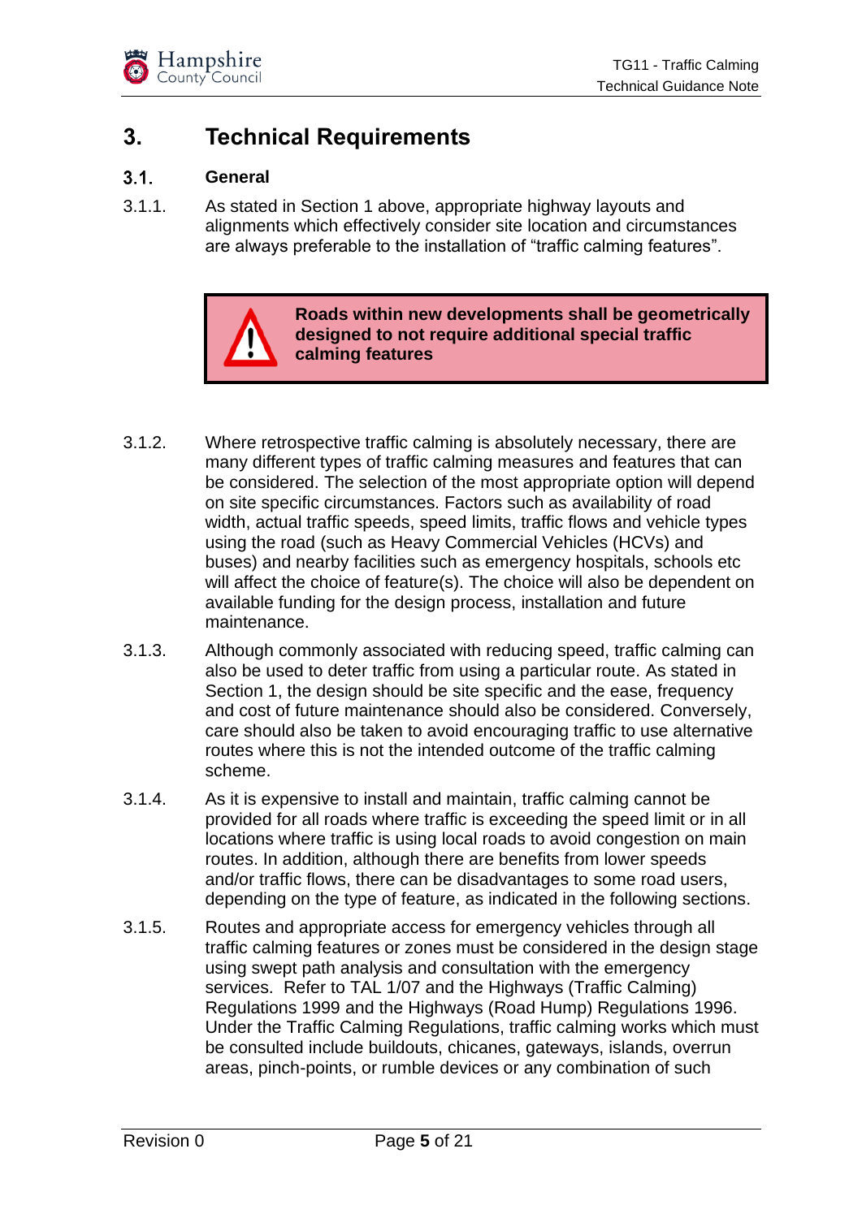# 3. Technical Requirements

## 3.1. General

3.1.1. As stated in Section 1 above, appropriate highway layouts and alignments which effectively consider site location and circumstances are always preferable to the installation of "traffic calming features".

> **Roads within new developments shall be geometrically designed to not require additional special traffic calming features**

3.1.2. Where retrospective traffic calming is absolutely necessary, there are many different types of traffic calming measures and features that can be considered. The selection of the most appropriate option will depend on site specific circumstances. Factors such as availability of road width, actual traffic speeds, speed limits, traffic flows and vehicle types using the road (such as Heavy Commercial Vehicles (HCVs) and buses) and nearby facilities such as emergency hospitals, schools etc will affect the choice of feature(s). The choice will also be dependent on available funding for the design process, installation and future maintenance.

3.1.3. Although commonly associated with reducing speed, traffic calming can also be used to deter traffic from using a particular route. As stated in Section 1, the design should be site specific and the ease, frequency and cost of future maintenance should also be considered. Conversely, care should also be taken to avoid encouraging traffic to use alternative routes where this is not the intended outcome of the traffic calming scheme.

3.1.4. As it is expensive to install and maintain, traffic calming cannot be provided for all roads where traffic is exceeding the speed limit or in all locations where traffic is using local roads to avoid congestion on main routes. In addition, although there are benefits from lower speeds and/or traffic flows, there can be disadvantages to some road users, depending on the type of feature, as indicated in the following sections.

3.1.5. Routes and appropriate access for emergency vehicles through all traffic calming features or zones must be considered in the design stage using swept path analysis and consultation with the emergency services. Refer to TAL 1/07 and the Highways (Traffic Calming) Regulations 1999 and the Highways (Road Hump) Regulations 1996. Under the Traffic Calming Regulations, traffic calming works which must be consulted include buildouts, chicanes, gateways, islands, overrun areas, pinch-points, or rumble devices or any combination of such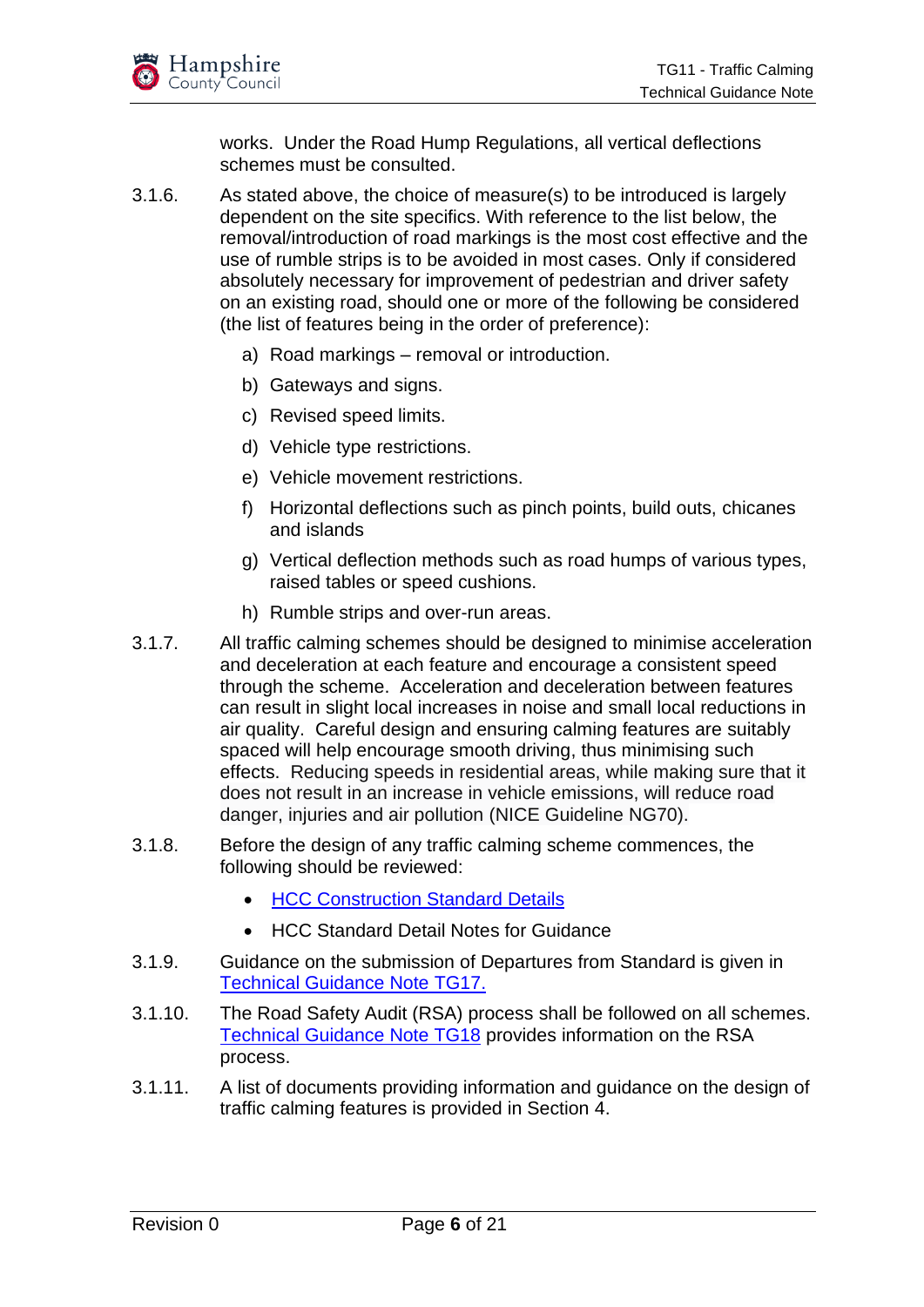works. Under the Road Hump Regulations, all vertical deflections schemes must be consulted.

3.1.6. As stated above, the choice of measure(s) to be introduced is largely dependent on the site specifics. With reference to the list below, the removal/introduction of road markings is the most cost effective and the use of rumble strips is to be avoided in most cases. Only if considered absolutely necessary for improvement of pedestrian and driver safety on an existing road, should one or more of the following be considered (the list of features being in the order of preference):

a) Road markings – removal or introduction.

b) Gateways and signs.

c) Revised speed limits.

d) Vehicle type restrictions.

e) Vehicle movement restrictions.

f) Horizontal deflections such as pinch points, build outs, chicanes and islands

g) Vertical deflection methods such as road humps of various types, raised tables or speed cushions.

h) Rumble strips and over-run areas.

3.1.7. All traffic calming schemes should be designed to minimise acceleration and deceleration at each feature and encourage a consistent speed through the scheme. Acceleration and deceleration between features can result in slight local increases in noise and small local reductions in air quality. Careful design and ensuring calming features are suitably spaced will help encourage smooth driving, thus minimising such effects. Reducing speeds in residential areas, while making sure that it does not result in an increase in vehicle emissions, will reduce road danger, injuries and air pollution (NICE Guideline NG70).

3.1.8. Before the design of any traffic calming scheme commences, the following should be reviewed:

- HCC Construction Standard Details
- HCC Standard Detail Notes for Guidance

3.1.9. Guidance on the submission of Departures from Standard is given in Technical Guidance Note TG17.

3.1.10. The Road Safety Audit (RSA) process shall be followed on all schemes. Technical Guidance Note TG18 provides information on the RSA process.

3.1.11. A list of documents providing information and guidance on the design of traffic calming features is provided in Section 4.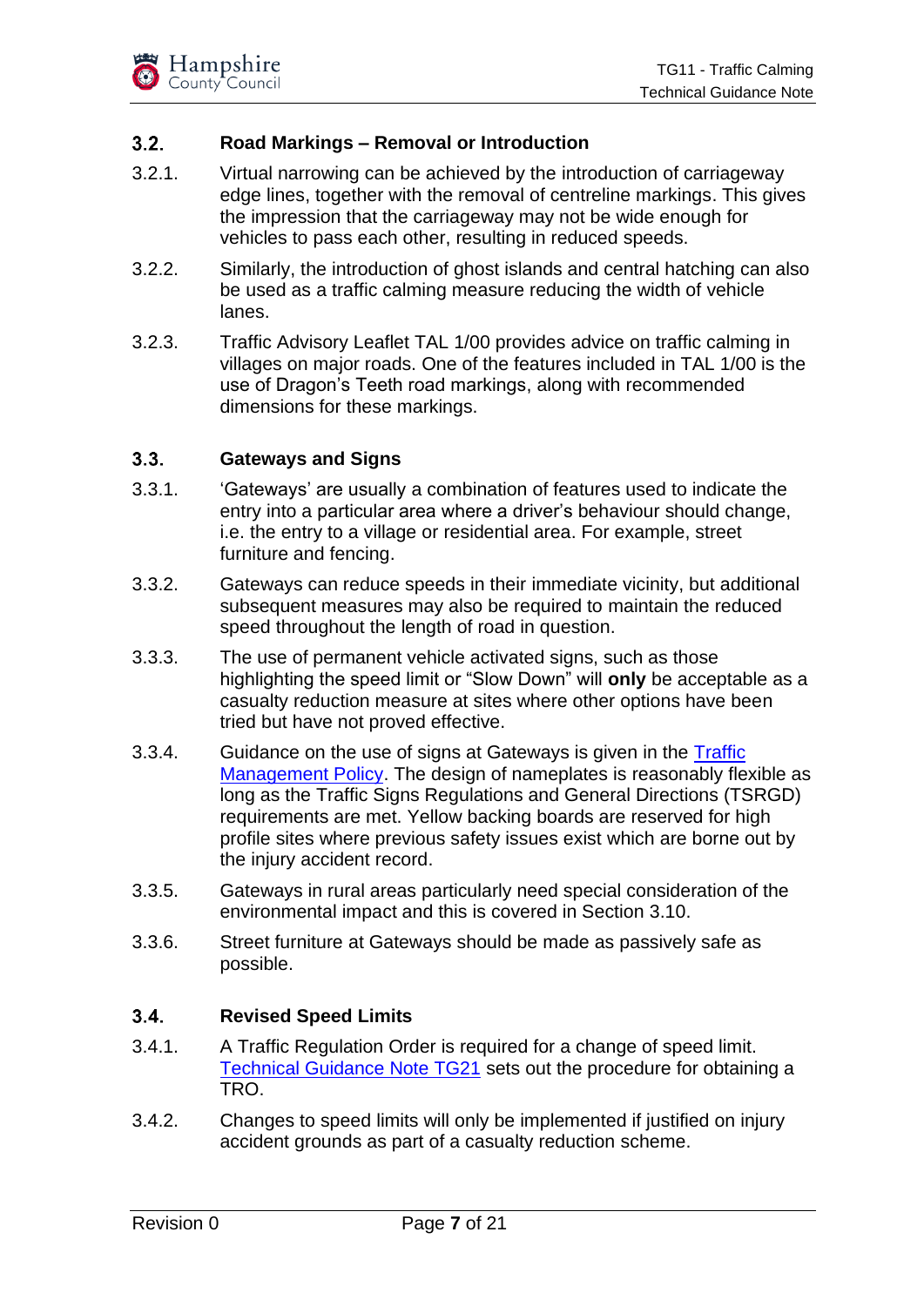## 3.2. Road Markings – Removal or Introduction

3.2.1. Virtual narrowing can be achieved by the introduction of carriageway edge lines, together with the removal of centreline markings. This gives the impression that the carriageway may not be wide enough for vehicles to pass each other, resulting in reduced speeds.

3.2.2. Similarly, the introduction of ghost islands and central hatching can also be used as a traffic calming measure reducing the width of vehicle lanes.

3.2.3. Traffic Advisory Leaflet TAL 1/00 provides advice on traffic calming in villages on major roads. One of the features included in TAL 1/00 is the use of Dragon's Teeth road markings, along with recommended dimensions for these markings.

## 3.3. Gateways and Signs

3.3.1. 'Gateways' are usually a combination of features used to indicate the entry into a particular area where a driver's behaviour should change, i.e. the entry to a village or residential area. For example, street furniture and fencing.

3.3.2. Gateways can reduce speeds in their immediate vicinity, but additional subsequent measures may also be required to maintain the reduced speed throughout the length of road in question.

3.3.3. The use of permanent vehicle activated signs, such as those highlighting the speed limit or "Slow Down" will **only** be acceptable as a casualty reduction measure at sites where other options have been tried but have not proved effective.

3.3.4. Guidance on the use of signs at Gateways is given in the Traffic Management Policy. The design of nameplates is reasonably flexible as long as the Traffic Signs Regulations and General Directions (TSRGD) requirements are met. Yellow backing boards are reserved for high profile sites where previous safety issues exist which are borne out by the injury accident record.

3.3.5. Gateways in rural areas particularly need special consideration of the environmental impact and this is covered in Section 3.10.

3.3.6. Street furniture at Gateways should be made as passively safe as possible.

## 3.4. Revised Speed Limits

3.4.1. A Traffic Regulation Order is required for a change of speed limit. Technical Guidance Note TG21 sets out the procedure for obtaining a TRO.

3.4.2. Changes to speed limits will only be implemented if justified on injury accident grounds as part of a casualty reduction scheme.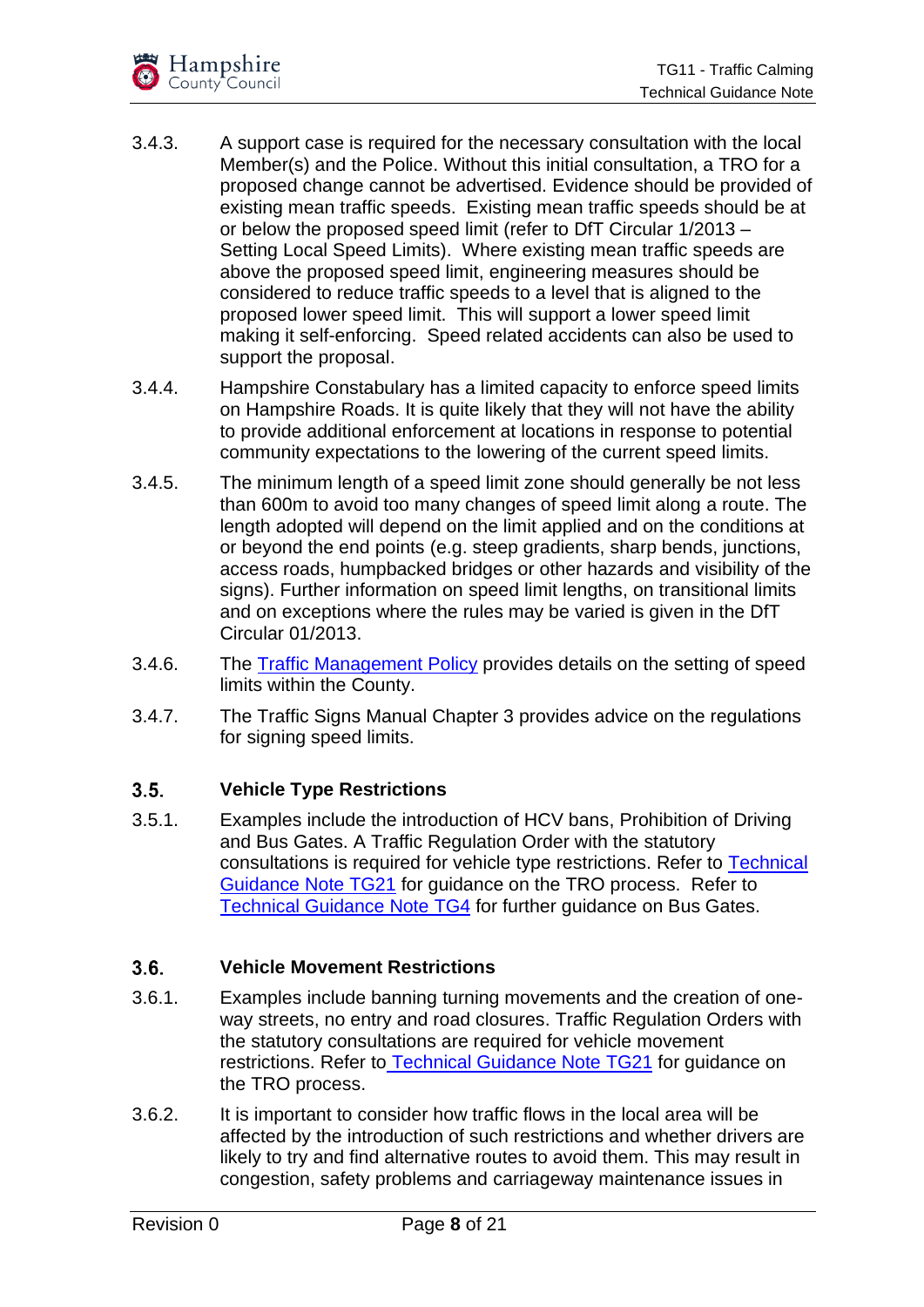3.4.3. A support case is required for the necessary consultation with the local Member(s) and the Police. Without this initial consultation, a TRO for a proposed change cannot be advertised. Evidence should be provided of existing mean traffic speeds. Existing mean traffic speeds should be at or below the proposed speed limit (refer to DfT Circular 1/2013 – Setting Local Speed Limits). Where existing mean traffic speeds are above the proposed speed limit, engineering measures should be considered to reduce traffic speeds to a level that is aligned to the proposed lower speed limit. This will support a lower speed limit making it self-enforcing. Speed related accidents can also be used to support the proposal.

3.4.4. Hampshire Constabulary has a limited capacity to enforce speed limits on Hampshire Roads. It is quite likely that they will not have the ability to provide additional enforcement at locations in response to potential community expectations to the lowering of the current speed limits.

3.4.5. The minimum length of a speed limit zone should generally be not less than 600m to avoid too many changes of speed limit along a route. The length adopted will depend on the limit applied and on the conditions at or beyond the end points (e.g. steep gradients, sharp bends, junctions, access roads, humpbacked bridges or other hazards and visibility of the signs). Further information on speed limit lengths, on transitional limits and on exceptions where the rules may be varied is given in the DfT Circular 01/2013.

3.4.6. The Traffic Management Policy provides details on the setting of speed limits within the County.

3.4.7. The Traffic Signs Manual Chapter 3 provides advice on the regulations for signing speed limits.

## 3.5. Vehicle Type Restrictions

3.5.1. Examples include the introduction of HCV bans, Prohibition of Driving and Bus Gates. A Traffic Regulation Order with the statutory consultations is required for vehicle type restrictions. Refer to Technical Guidance Note TG21 for guidance on the TRO process. Refer to Technical Guidance Note TG4 for further guidance on Bus Gates.

## 3.6. Vehicle Movement Restrictions

3.6.1. Examples include banning turning movements and the creation of one-way streets, no entry and road closures. Traffic Regulation Orders with the statutory consultations are required for vehicle movement restrictions. Refer to Technical Guidance Note TG21 for guidance on the TRO process.

3.6.2. It is important to consider how traffic flows in the local area will be affected by the introduction of such restrictions and whether drivers are likely to try and find alternative routes to avoid them. This may result in congestion, safety problems and carriageway maintenance issues in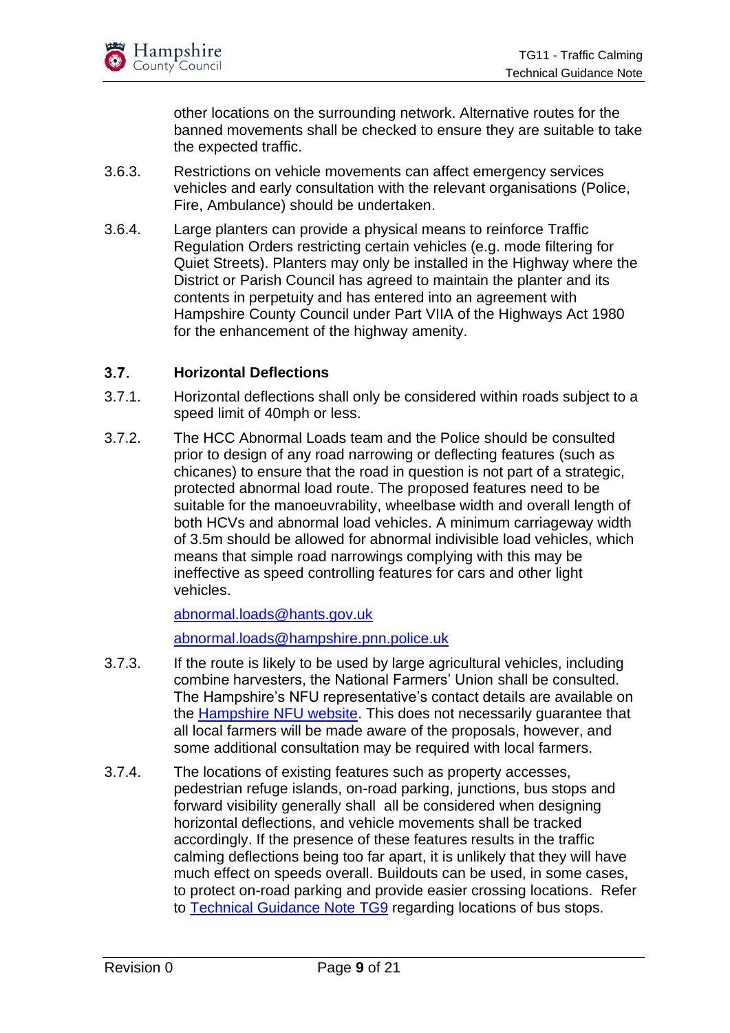other locations on the surrounding network. Alternative routes for the banned movements shall be checked to ensure they are suitable to take the expected traffic.

3.6.3. Restrictions on vehicle movements can affect emergency services vehicles and early consultation with the relevant organisations (Police, Fire, Ambulance) should be undertaken.

3.6.4. Large planters can provide a physical means to reinforce Traffic Regulation Orders restricting certain vehicles (e.g. mode filtering for Quiet Streets). Planters may only be installed in the Highway where the District or Parish Council has agreed to maintain the planter and its contents in perpetuity and has entered into an agreement with Hampshire County Council under Part VIIA of the Highways Act 1980 for the enhancement of the highway amenity.

## 3.7. Horizontal Deflections

3.7.1. Horizontal deflections shall only be considered within roads subject to a speed limit of 40mph or less.

3.7.2. The HCC Abnormal Loads team and the Police should be consulted prior to design of any road narrowing or deflecting features (such as chicanes) to ensure that the road in question is not part of a strategic, protected abnormal load route. The proposed features need to be suitable for the manoeuvrability, wheelbase width and overall length of both HCVs and abnormal load vehicles. A minimum carriageway width of 3.5m should be allowed for abnormal indivisible load vehicles, which means that simple road narrowings complying with this may be ineffective as speed controlling features for cars and other light vehicles.

abnormal.loads@hants.gov.uk

abnormal.loads@hampshire.pnn.police.uk

3.7.3. If the route is likely to be used by large agricultural vehicles, including combine harvesters, the National Farmers' Union shall be consulted. The Hampshire's NFU representative's contact details are available on the Hampshire NFU website. This does not necessarily guarantee that all local farmers will be made aware of the proposals, however, and some additional consultation may be required with local farmers.

3.7.4. The locations of existing features such as property accesses, pedestrian refuge islands, on-road parking, junctions, bus stops and forward visibility generally shall all be considered when designing horizontal deflections, and vehicle movements shall be tracked accordingly. If the presence of these features results in the traffic calming deflections being too far apart, it is unlikely that they will have much effect on speeds overall. Buildouts can be used, in some cases, to protect on-road parking and provide easier crossing locations. Refer to Technical Guidance Note TG9 regarding locations of bus stops.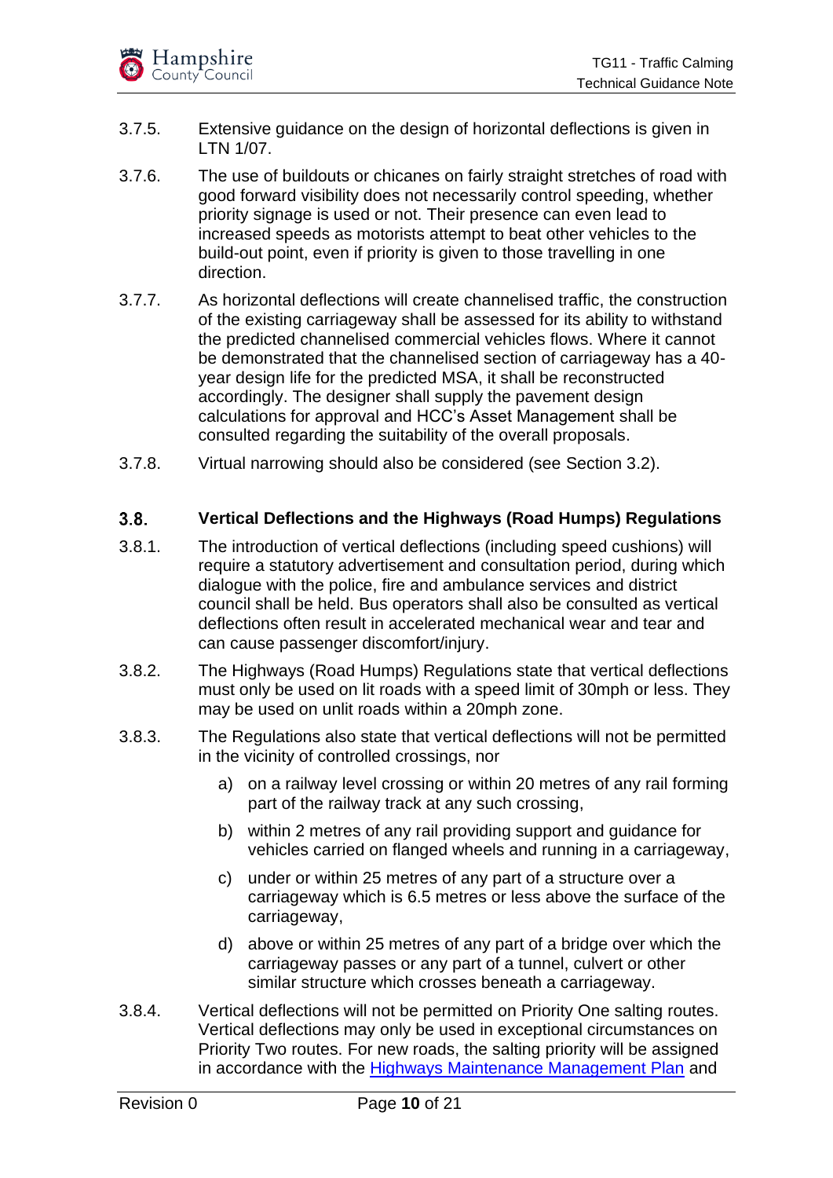3.7.5. Extensive guidance on the design of horizontal deflections is given in LTN 1/07.

3.7.6. The use of buildouts or chicanes on fairly straight stretches of road with good forward visibility does not necessarily control speeding, whether priority signage is used or not. Their presence can even lead to increased speeds as motorists attempt to beat other vehicles to the build-out point, even if priority is given to those travelling in one direction.

3.7.7. As horizontal deflections will create channelised traffic, the construction of the existing carriageway shall be assessed for its ability to withstand the predicted channelised commercial vehicles flows. Where it cannot be demonstrated that the channelised section of carriageway has a 40-year design life for the predicted MSA, it shall be reconstructed accordingly. The designer shall supply the pavement design calculations for approval and HCC's Asset Management shall be consulted regarding the suitability of the overall proposals.

3.7.8. Virtual narrowing should also be considered (see Section 3.2).

## 3.8. Vertical Deflections and the Highways (Road Humps) Regulations

3.8.1. The introduction of vertical deflections (including speed cushions) will require a statutory advertisement and consultation period, during which dialogue with the police, fire and ambulance services and district council shall be held. Bus operators shall also be consulted as vertical deflections often result in accelerated mechanical wear and tear and can cause passenger discomfort/injury.

3.8.2. The Highways (Road Humps) Regulations state that vertical deflections must only be used on lit roads with a speed limit of 30mph or less. They may be used on unlit roads within a 20mph zone.

3.8.3. The Regulations also state that vertical deflections will not be permitted in the vicinity of controlled crossings, nor

a) on a railway level crossing or within 20 metres of any rail forming part of the railway track at any such crossing,

b) within 2 metres of any rail providing support and guidance for vehicles carried on flanged wheels and running in a carriageway,

c) under or within 25 metres of any part of a structure over a carriageway which is 6.5 metres or less above the surface of the carriageway,

d) above or within 25 metres of any part of a bridge over which the carriageway passes or any part of a tunnel, culvert or other similar structure which crosses beneath a carriageway.

3.8.4. Vertical deflections will not be permitted on Priority One salting routes. Vertical deflections may only be used in exceptional circumstances on Priority Two routes. For new roads, the salting priority will be assigned in accordance with the [Highways Maintenance Management Plan]() and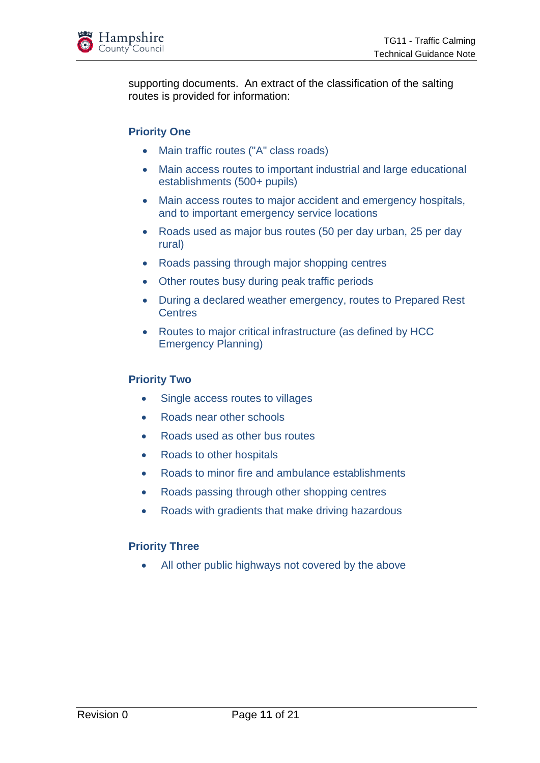supporting documents. An extract of the classification of the salting routes is provided for information:

**Priority One**

- Main traffic routes ("A" class roads)
- Main access routes to important industrial and large educational establishments (500+ pupils)
- Main access routes to major accident and emergency hospitals, and to important emergency service locations
- Roads used as major bus routes (50 per day urban, 25 per day rural)
- Roads passing through major shopping centres
- Other routes busy during peak traffic periods
- During a declared weather emergency, routes to Prepared Rest Centres
- Routes to major critical infrastructure (as defined by HCC Emergency Planning)

**Priority Two**

- Single access routes to villages
- Roads near other schools
- Roads used as other bus routes
- Roads to other hospitals
- Roads to minor fire and ambulance establishments
- Roads passing through other shopping centres
- Roads with gradients that make driving hazardous

**Priority Three**

- All other public highways not covered by the above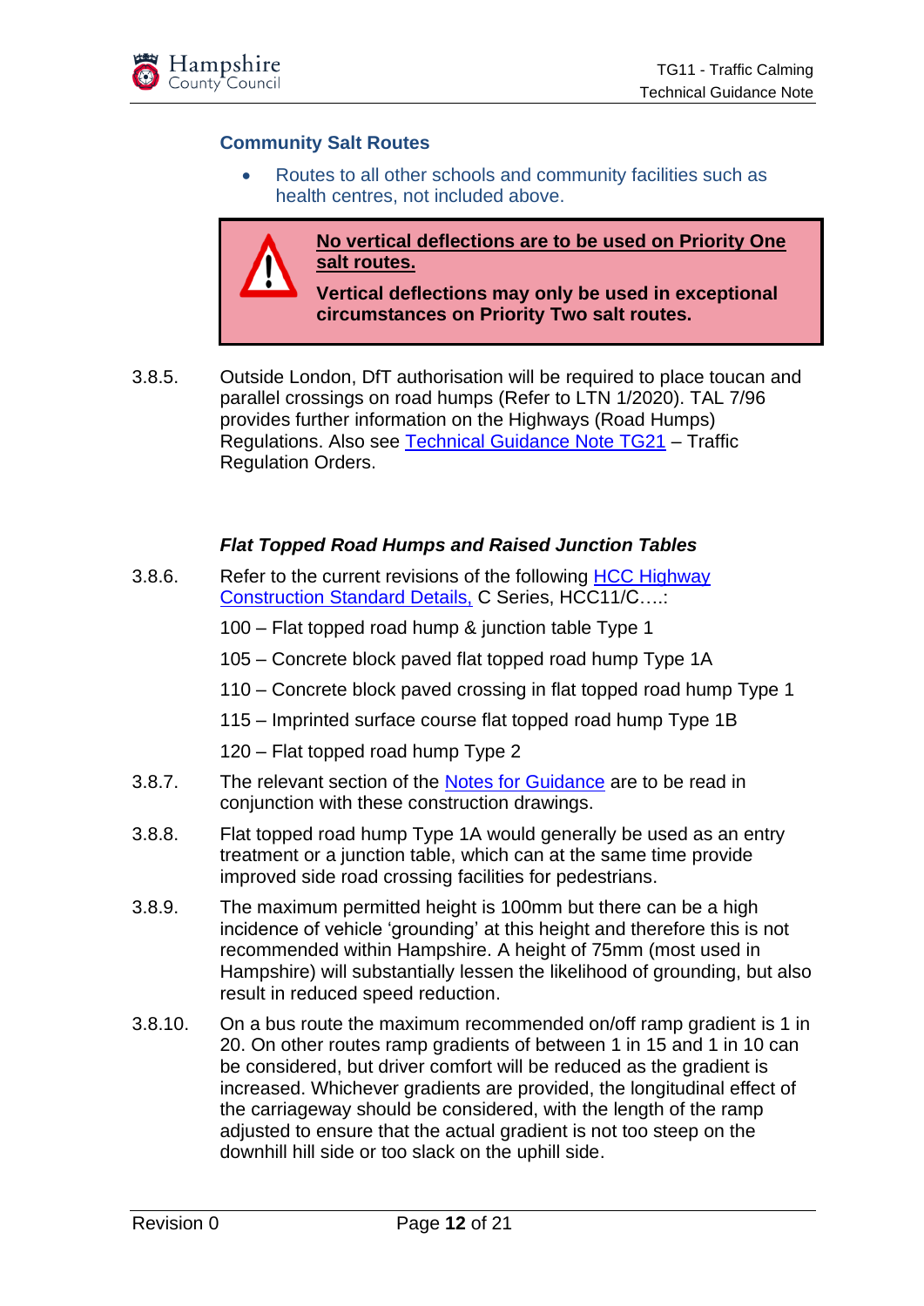### Community Salt Routes

- Routes to all other schools and community facilities such as health centres, not included above.

> **No vertical deflections are to be used on Priority One salt routes.**
>
> **Vertical deflections may only be used in exceptional circumstances on Priority Two salt routes.**

3.8.5. Outside London, DfT authorisation will be required to place toucan and parallel crossings on road humps (Refer to LTN 1/2020). TAL 7/96 provides further information on the Highways (Road Humps) Regulations. Also see [Technical Guidance Note TG21]() – Traffic Regulation Orders.

#### *Flat Topped Road Humps and Raised Junction Tables*

3.8.6. Refer to the current revisions of the following [HCC Highway Construction Standard Details,]() C Series, HCC11/C….:

100 – Flat topped road hump & junction table Type 1

105 – Concrete block paved flat topped road hump Type 1A

110 – Concrete block paved crossing in flat topped road hump Type 1

115 – Imprinted surface course flat topped road hump Type 1B

120 – Flat topped road hump Type 2

3.8.7. The relevant section of the [Notes for Guidance]() are to be read in conjunction with these construction drawings.

3.8.8. Flat topped road hump Type 1A would generally be used as an entry treatment or a junction table, which can at the same time provide improved side road crossing facilities for pedestrians.

3.8.9. The maximum permitted height is 100mm but there can be a high incidence of vehicle 'grounding' at this height and therefore this is not recommended within Hampshire. A height of 75mm (most used in Hampshire) will substantially lessen the likelihood of grounding, but also result in reduced speed reduction.

3.8.10. On a bus route the maximum recommended on/off ramp gradient is 1 in 20. On other routes ramp gradients of between 1 in 15 and 1 in 10 can be considered, but driver comfort will be reduced as the gradient is increased. Whichever gradients are provided, the longitudinal effect of the carriageway should be considered, with the length of the ramp adjusted to ensure that the actual gradient is not too steep on the downhill hill side or too slack on the uphill side.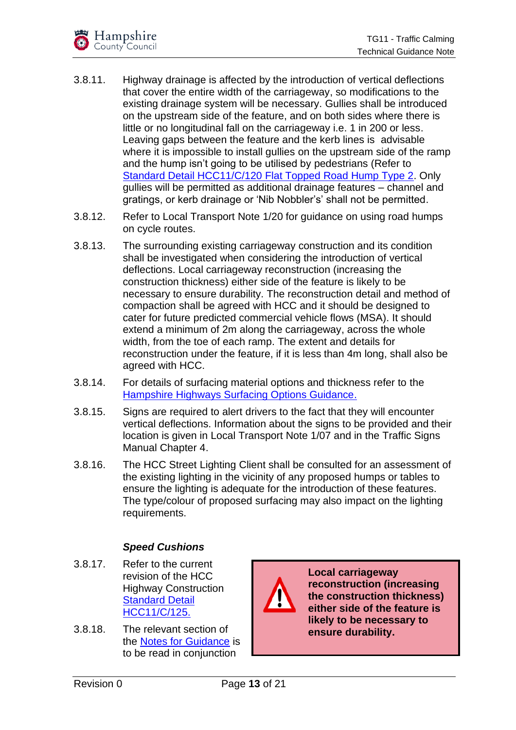3.8.11. Highway drainage is affected by the introduction of vertical deflections that cover the entire width of the carriageway, so modifications to the existing drainage system will be necessary. Gullies shall be introduced on the upstream side of the feature, and on both sides where there is little or no longitudinal fall on the carriageway i.e. 1 in 200 or less. Leaving gaps between the feature and the kerb lines is advisable where it is impossible to install gullies on the upstream side of the ramp and the hump isn't going to be utilised by pedestrians (Refer to Standard Detail HCC11/C/120 Flat Topped Road Hump Type 2. Only gullies will be permitted as additional drainage features – channel and gratings, or kerb drainage or 'Nib Nobbler's' shall not be permitted.

3.8.12. Refer to Local Transport Note 1/20 for guidance on using road humps on cycle routes.

3.8.13. The surrounding existing carriageway construction and its condition shall be investigated when considering the introduction of vertical deflections. Local carriageway reconstruction (increasing the construction thickness) either side of the feature is likely to be necessary to ensure durability. The reconstruction detail and method of compaction shall be agreed with HCC and it should be designed to cater for future predicted commercial vehicle flows (MSA). It should extend a minimum of 2m along the carriageway, across the whole width, from the toe of each ramp. The extent and details for reconstruction under the feature, if it is less than 4m long, shall also be agreed with HCC.

3.8.14. For details of surfacing material options and thickness refer to the Hampshire Highways Surfacing Options Guidance.

3.8.15. Signs are required to alert drivers to the fact that they will encounter vertical deflections. Information about the signs to be provided and their location is given in Local Transport Note 1/07 and in the Traffic Signs Manual Chapter 4.

3.8.16. The HCC Street Lighting Client shall be consulted for an assessment of the existing lighting in the vicinity of any proposed humps or tables to ensure the lighting is adequate for the introduction of these features. The type/colour of proposed surfacing may also impact on the lighting requirements.

***Speed Cushions***

3.8.17. Refer to the current revision of the HCC Highway Construction Standard Detail HCC11/C/125.

3.8.18. The relevant section of the Notes for Guidance is to be read in conjunction

> ⚠ **Local carriageway reconstruction (increasing the construction thickness) either side of the feature is likely to be necessary to ensure durability.**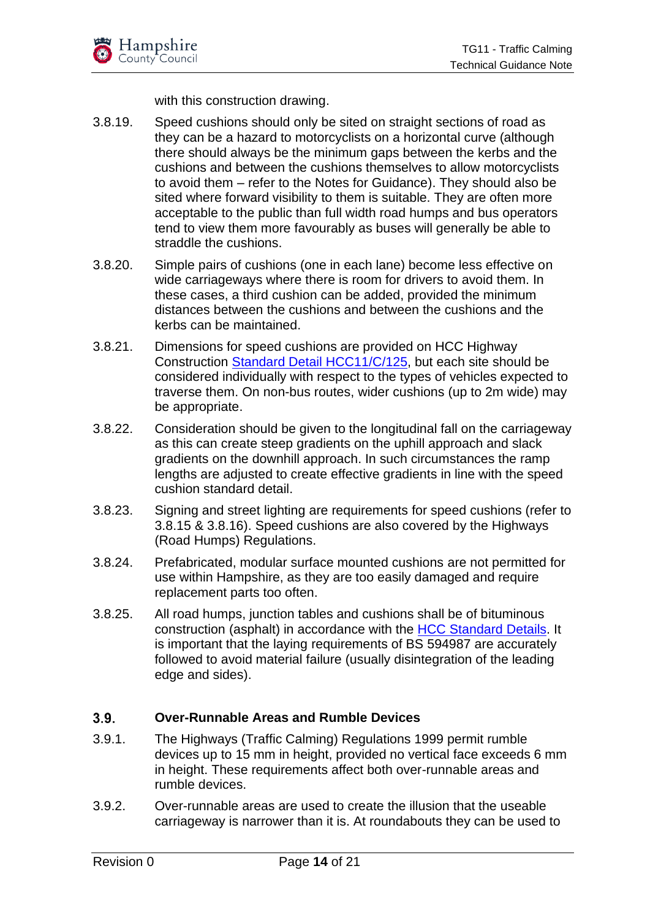with this construction drawing.

3.8.19. Speed cushions should only be sited on straight sections of road as they can be a hazard to motorcyclists on a horizontal curve (although there should always be the minimum gaps between the kerbs and the cushions and between the cushions themselves to allow motorcyclists to avoid them – refer to the Notes for Guidance). They should also be sited where forward visibility to them is suitable. They are often more acceptable to the public than full width road humps and bus operators tend to view them more favourably as buses will generally be able to straddle the cushions.

3.8.20. Simple pairs of cushions (one in each lane) become less effective on wide carriageways where there is room for drivers to avoid them. In these cases, a third cushion can be added, provided the minimum distances between the cushions and between the cushions and the kerbs can be maintained.

3.8.21. Dimensions for speed cushions are provided on HCC Highway Construction Standard Detail HCC11/C/125, but each site should be considered individually with respect to the types of vehicles expected to traverse them. On non-bus routes, wider cushions (up to 2m wide) may be appropriate.

3.8.22. Consideration should be given to the longitudinal fall on the carriageway as this can create steep gradients on the uphill approach and slack gradients on the downhill approach. In such circumstances the ramp lengths are adjusted to create effective gradients in line with the speed cushion standard detail.

3.8.23. Signing and street lighting are requirements for speed cushions (refer to 3.8.15 & 3.8.16). Speed cushions are also covered by the Highways (Road Humps) Regulations.

3.8.24. Prefabricated, modular surface mounted cushions are not permitted for use within Hampshire, as they are too easily damaged and require replacement parts too often.

3.8.25. All road humps, junction tables and cushions shall be of bituminous construction (asphalt) in accordance with the HCC Standard Details. It is important that the laying requirements of BS 594987 are accurately followed to avoid material failure (usually disintegration of the leading edge and sides).

## 3.9. Over-Runnable Areas and Rumble Devices

3.9.1. The Highways (Traffic Calming) Regulations 1999 permit rumble devices up to 15 mm in height, provided no vertical face exceeds 6 mm in height. These requirements affect both over-runnable areas and rumble devices.

3.9.2. Over-runnable areas are used to create the illusion that the useable carriageway is narrower than it is. At roundabouts they can be used to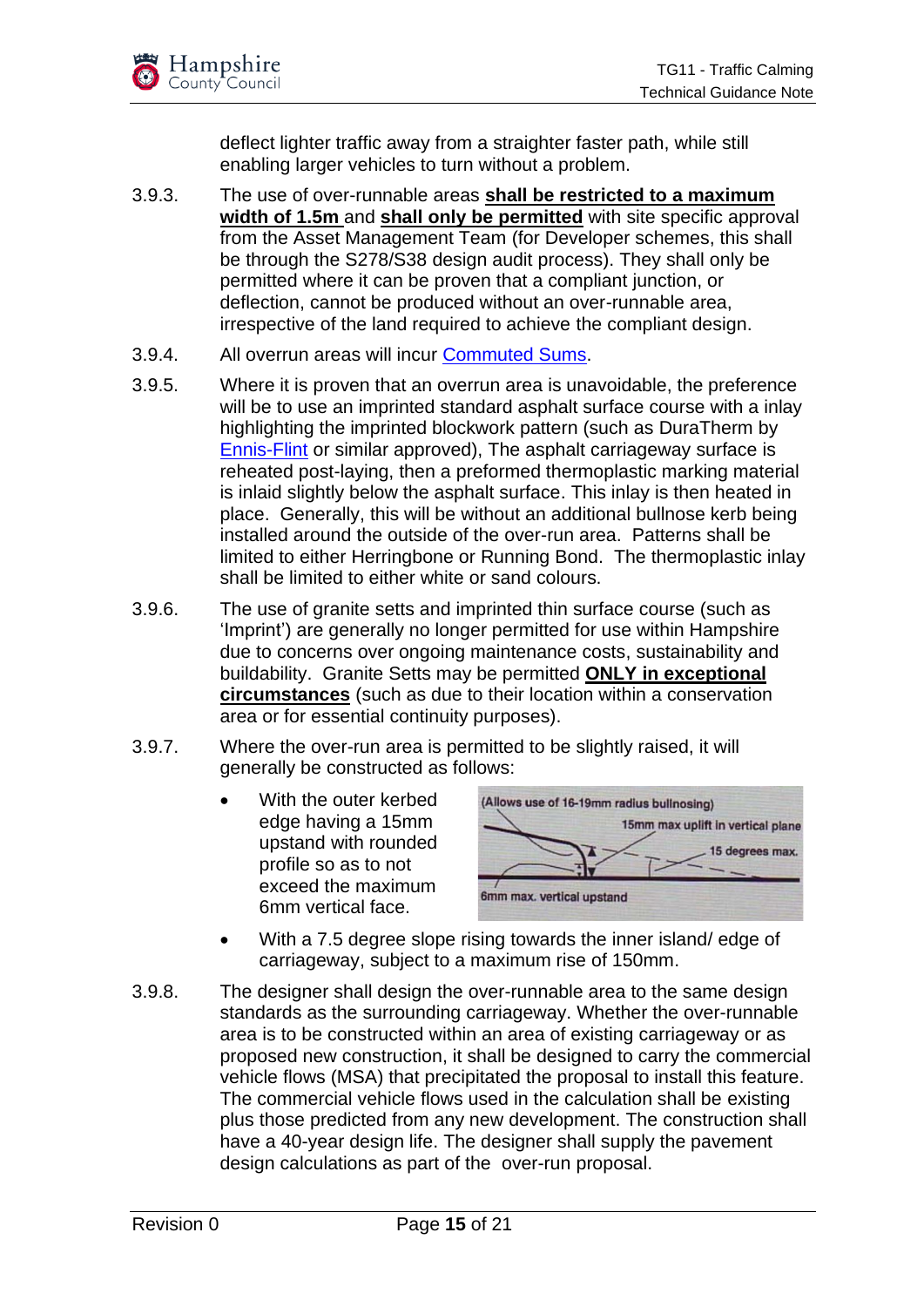deflect lighter traffic away from a straighter faster path, while still enabling larger vehicles to turn without a problem.

3.9.3. The use of over-runnable areas **shall be restricted to a maximum width of 1.5m** and **shall only be permitted** with site specific approval from the Asset Management Team (for Developer schemes, this shall be through the S278/S38 design audit process). They shall only be permitted where it can be proven that a compliant junction, or deflection, cannot be produced without an over-runnable area, irrespective of the land required to achieve the compliant design.

3.9.4. All overrun areas will incur Commuted Sums.

3.9.5. Where it is proven that an overrun area is unavoidable, the preference will be to use an imprinted standard asphalt surface course with a inlay highlighting the imprinted blockwork pattern (such as DuraTherm by Ennis-Flint or similar approved), The asphalt carriageway surface is reheated post-laying, then a preformed thermoplastic marking material is inlaid slightly below the asphalt surface. This inlay is then heated in place. Generally, this will be without an additional bullnose kerb being installed around the outside of the over-run area. Patterns shall be limited to either Herringbone or Running Bond. The thermoplastic inlay shall be limited to either white or sand colours.

3.9.6. The use of granite setts and imprinted thin surface course (such as 'Imprint') are generally no longer permitted for use within Hampshire due to concerns over ongoing maintenance costs, sustainability and buildability. Granite Setts may be permitted **ONLY in exceptional circumstances** (such as due to their location within a conservation area or for essential continuity purposes).

3.9.7. Where the over-run area is permitted to be slightly raised, it will generally be constructed as follows:

- With the outer kerbed edge having a 15mm upstand with rounded profile so as to not exceed the maximum 6mm vertical face.

(Allows use of 16-19mm radius bullnosing)
15mm max uplift in vertical plane
15 degrees max.
6mm max. vertical upstand

- With a 7.5 degree slope rising towards the inner island/ edge of carriageway, subject to a maximum rise of 150mm.

3.9.8. The designer shall design the over-runnable area to the same design standards as the surrounding carriageway. Whether the over-runnable area is to be constructed within an area of existing carriageway or as proposed new construction, it shall be designed to carry the commercial vehicle flows (MSA) that precipitated the proposal to install this feature. The commercial vehicle flows used in the calculation shall be existing plus those predicted from any new development. The construction shall have a 40-year design life. The designer shall supply the pavement design calculations as part of the over-run proposal.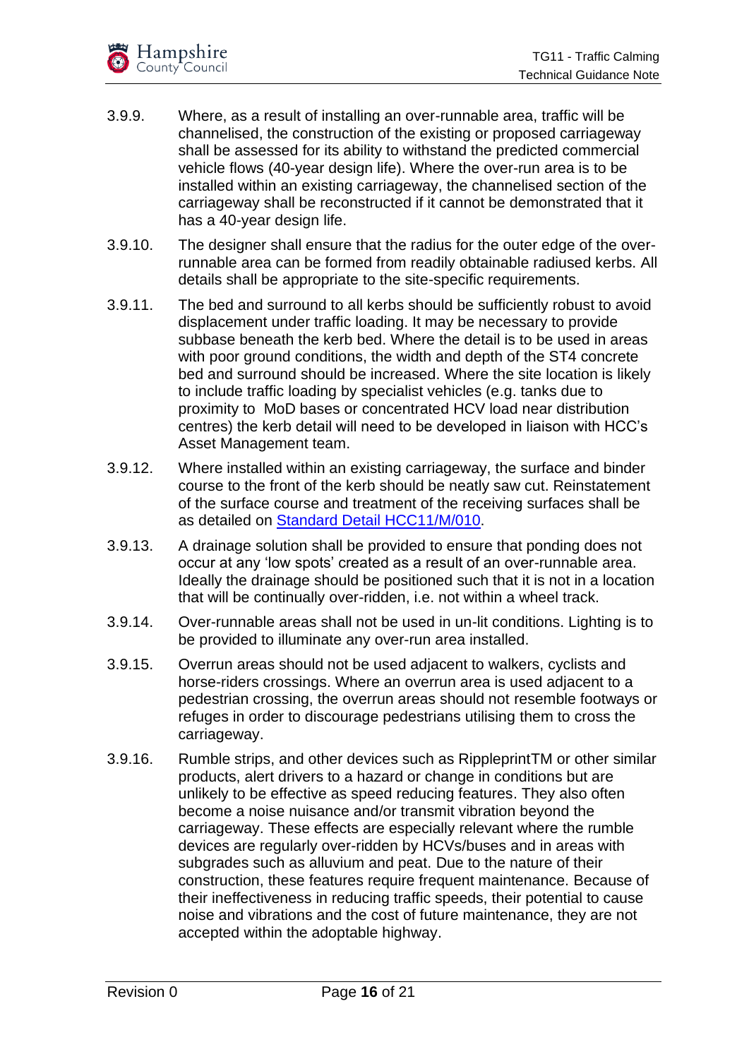3.9.9. Where, as a result of installing an over-runnable area, traffic will be channelised, the construction of the existing or proposed carriageway shall be assessed for its ability to withstand the predicted commercial vehicle flows (40-year design life). Where the over-run area is to be installed within an existing carriageway, the channelised section of the carriageway shall be reconstructed if it cannot be demonstrated that it has a 40-year design life.

3.9.10. The designer shall ensure that the radius for the outer edge of the over-runnable area can be formed from readily obtainable radiused kerbs. All details shall be appropriate to the site-specific requirements.

3.9.11. The bed and surround to all kerbs should be sufficiently robust to avoid displacement under traffic loading. It may be necessary to provide subbase beneath the kerb bed. Where the detail is to be used in areas with poor ground conditions, the width and depth of the ST4 concrete bed and surround should be increased. Where the site location is likely to include traffic loading by specialist vehicles (e.g. tanks due to proximity to MoD bases or concentrated HCV load near distribution centres) the kerb detail will need to be developed in liaison with HCC's Asset Management team.

3.9.12. Where installed within an existing carriageway, the surface and binder course to the front of the kerb should be neatly saw cut. Reinstatement of the surface course and treatment of the receiving surfaces shall be as detailed on [Standard Detail HCC11/M/010](#).

3.9.13. A drainage solution shall be provided to ensure that ponding does not occur at any 'low spots' created as a result of an over-runnable area. Ideally the drainage should be positioned such that it is not in a location that will be continually over-ridden, i.e. not within a wheel track.

3.9.14. Over-runnable areas shall not be used in un-lit conditions. Lighting is to be provided to illuminate any over-run area installed.

3.9.15. Overrun areas should not be used adjacent to walkers, cyclists and horse-riders crossings. Where an overrun area is used adjacent to a pedestrian crossing, the overrun areas should not resemble footways or refuges in order to discourage pedestrians utilising them to cross the carriageway.

3.9.16. Rumble strips, and other devices such as RippleprintTM or other similar products, alert drivers to a hazard or change in conditions but are unlikely to be effective as speed reducing features. They also often become a noise nuisance and/or transmit vibration beyond the carriageway. These effects are especially relevant where the rumble devices are regularly over-ridden by HCVs/buses and in areas with subgrades such as alluvium and peat. Due to the nature of their construction, these features require frequent maintenance. Because of their ineffectiveness in reducing traffic speeds, their potential to cause noise and vibrations and the cost of future maintenance, they are not accepted within the adoptable highway.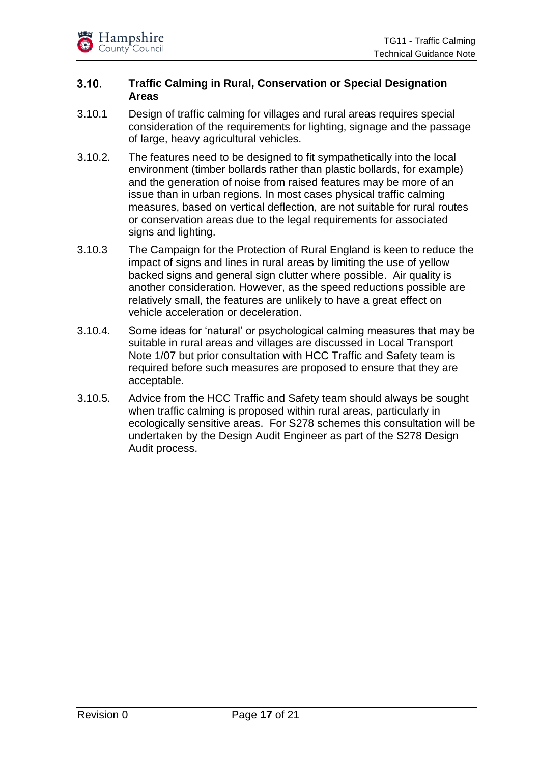### 3.10. Traffic Calming in Rural, Conservation or Special Designation Areas

3.10.1 Design of traffic calming for villages and rural areas requires special consideration of the requirements for lighting, signage and the passage of large, heavy agricultural vehicles.

3.10.2. The features need to be designed to fit sympathetically into the local environment (timber bollards rather than plastic bollards, for example) and the generation of noise from raised features may be more of an issue than in urban regions. In most cases physical traffic calming measures, based on vertical deflection, are not suitable for rural routes or conservation areas due to the legal requirements for associated signs and lighting.

3.10.3 The Campaign for the Protection of Rural England is keen to reduce the impact of signs and lines in rural areas by limiting the use of yellow backed signs and general sign clutter where possible. Air quality is another consideration. However, as the speed reductions possible are relatively small, the features are unlikely to have a great effect on vehicle acceleration or deceleration.

3.10.4. Some ideas for 'natural' or psychological calming measures that may be suitable in rural areas and villages are discussed in Local Transport Note 1/07 but prior consultation with HCC Traffic and Safety team is required before such measures are proposed to ensure that they are acceptable.

3.10.5. Advice from the HCC Traffic and Safety team should always be sought when traffic calming is proposed within rural areas, particularly in ecologically sensitive areas. For S278 schemes this consultation will be undertaken by the Design Audit Engineer as part of the S278 Design Audit process.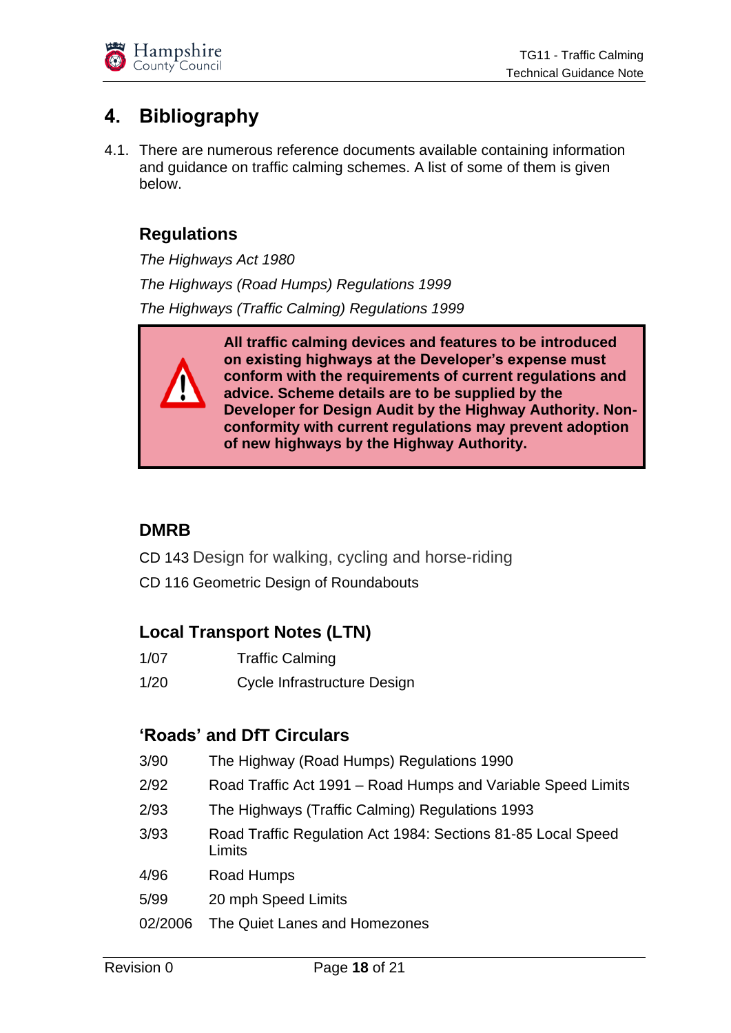# 4. Bibliography

4.1. There are numerous reference documents available containing information and guidance on traffic calming schemes. A list of some of them is given below.

### Regulations

*The Highways Act 1980*

*The Highways (Road Humps) Regulations 1999*

*The Highways (Traffic Calming) Regulations 1999*

> **All traffic calming devices and features to be introduced on existing highways at the Developer's expense must conform with the requirements of current regulations and advice. Scheme details are to be supplied by the Developer for Design Audit by the Highway Authority. Non-conformity with current regulations may prevent adoption of new highways by the Highway Authority.**

### DMRB

CD 143 Design for walking, cycling and horse-riding

CD 116 Geometric Design of Roundabouts

### Local Transport Notes (LTN)

| | |
|---|---|
| 1/07 | Traffic Calming |
| 1/20 | Cycle Infrastructure Design |

### 'Roads' and DfT Circulars

| | |
|---|---|
| 3/90 | The Highway (Road Humps) Regulations 1990 |
| 2/92 | Road Traffic Act 1991 – Road Humps and Variable Speed Limits |
| 2/93 | The Highways (Traffic Calming) Regulations 1993 |
| 3/93 | Road Traffic Regulation Act 1984: Sections 81-85 Local Speed Limits |
| 4/96 | Road Humps |
| 5/99 | 20 mph Speed Limits |
| 02/2006 | The Quiet Lanes and Homezones |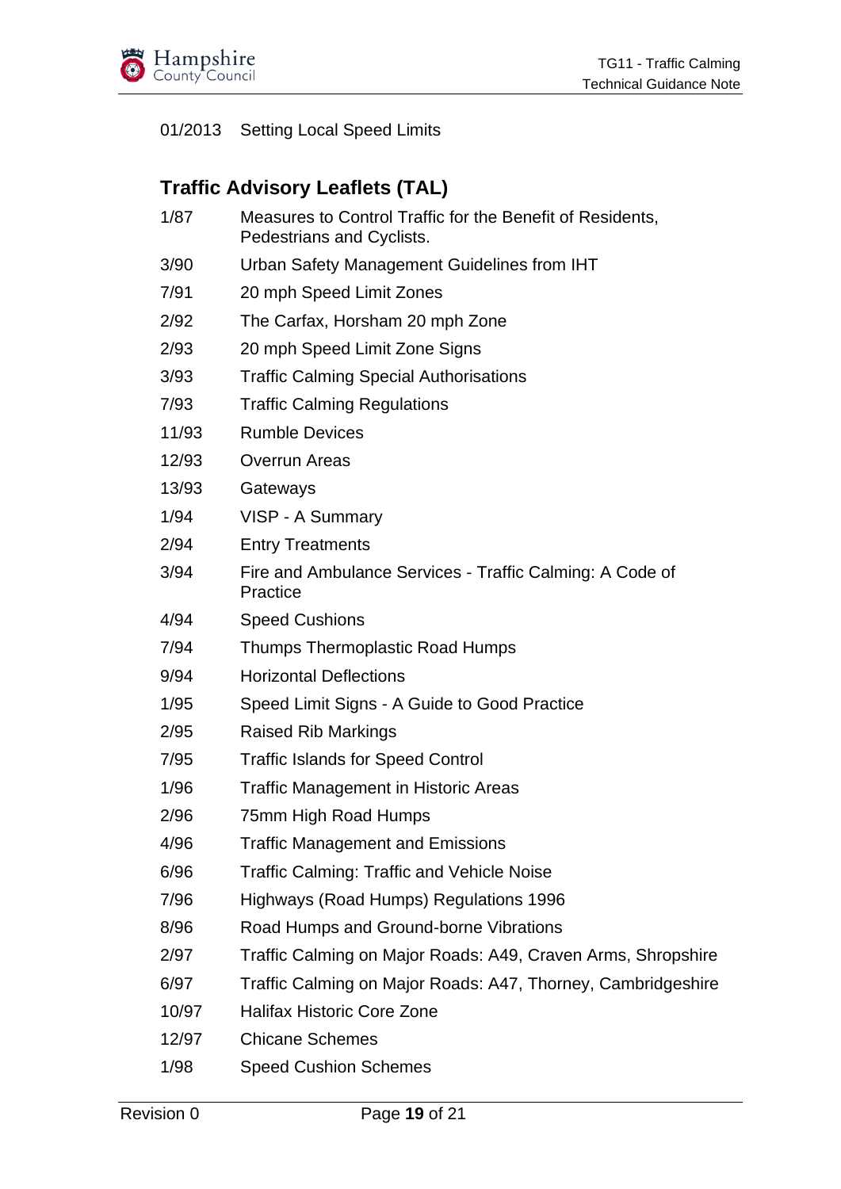01/2013 Setting Local Speed Limits

## Traffic Advisory Leaflets (TAL)

| | |
|---|---|
| 1/87 | Measures to Control Traffic for the Benefit of Residents, Pedestrians and Cyclists. |
| 3/90 | Urban Safety Management Guidelines from IHT |
| 7/91 | 20 mph Speed Limit Zones |
| 2/92 | The Carfax, Horsham 20 mph Zone |
| 2/93 | 20 mph Speed Limit Zone Signs |
| 3/93 | Traffic Calming Special Authorisations |
| 7/93 | Traffic Calming Regulations |
| 11/93 | Rumble Devices |
| 12/93 | Overrun Areas |
| 13/93 | Gateways |
| 1/94 | VISP - A Summary |
| 2/94 | Entry Treatments |
| 3/94 | Fire and Ambulance Services - Traffic Calming: A Code of Practice |
| 4/94 | Speed Cushions |
| 7/94 | Thumps Thermoplastic Road Humps |
| 9/94 | Horizontal Deflections |
| 1/95 | Speed Limit Signs - A Guide to Good Practice |
| 2/95 | Raised Rib Markings |
| 7/95 | Traffic Islands for Speed Control |
| 1/96 | Traffic Management in Historic Areas |
| 2/96 | 75mm High Road Humps |
| 4/96 | Traffic Management and Emissions |
| 6/96 | Traffic Calming: Traffic and Vehicle Noise |
| 7/96 | Highways (Road Humps) Regulations 1996 |
| 8/96 | Road Humps and Ground-borne Vibrations |
| 2/97 | Traffic Calming on Major Roads: A49, Craven Arms, Shropshire |
| 6/97 | Traffic Calming on Major Roads: A47, Thorney, Cambridgeshire |
| 10/97 | Halifax Historic Core Zone |
| 12/97 | Chicane Schemes |
| 1/98 | Speed Cushion Schemes |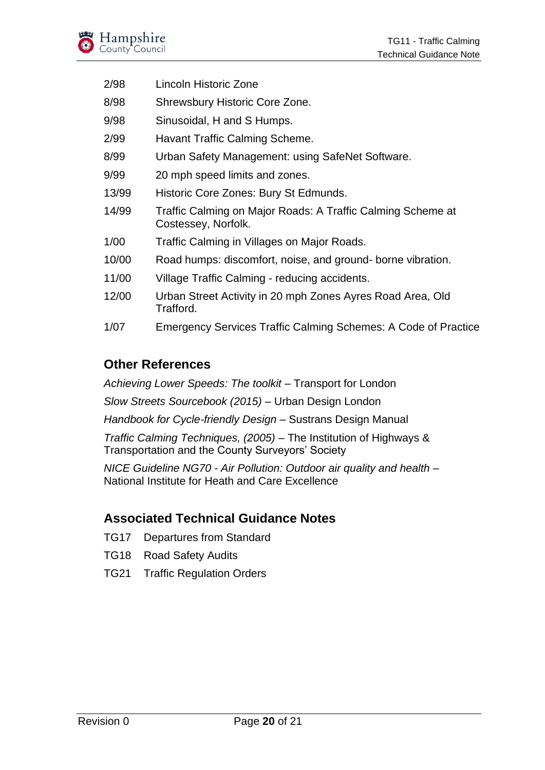| | |
|---|---|
| 2/98 | Lincoln Historic Zone |
| 8/98 | Shrewsbury Historic Core Zone. |
| 9/98 | Sinusoidal, H and S Humps. |
| 2/99 | Havant Traffic Calming Scheme. |
| 8/99 | Urban Safety Management: using SafeNet Software. |
| 9/99 | 20 mph speed limits and zones. |
| 13/99 | Historic Core Zones: Bury St Edmunds. |
| 14/99 | Traffic Calming on Major Roads: A Traffic Calming Scheme at Costessey, Norfolk. |
| 1/00 | Traffic Calming in Villages on Major Roads. |
| 10/00 | Road humps: discomfort, noise, and ground- borne vibration. |
| 11/00 | Village Traffic Calming - reducing accidents. |
| 12/00 | Urban Street Activity in 20 mph Zones Ayres Road Area, Old Trafford. |
| 1/07 | Emergency Services Traffic Calming Schemes: A Code of Practice |

## Other References

*Achieving Lower Speeds: The toolkit* – Transport for London

*Slow Streets Sourcebook (2015)* – Urban Design London

*Handbook for Cycle-friendly Design* – Sustrans Design Manual

*Traffic Calming Techniques, (2005)* – The Institution of Highways & Transportation and the County Surveyors' Society

*NICE Guideline NG70 - Air Pollution: Outdoor air quality and health* – National Institute for Heath and Care Excellence

## Associated Technical Guidance Notes

| | |
|---|---|
| TG17 | Departures from Standard |
| TG18 | Road Safety Audits |
| TG21 | Traffic Regulation Orders |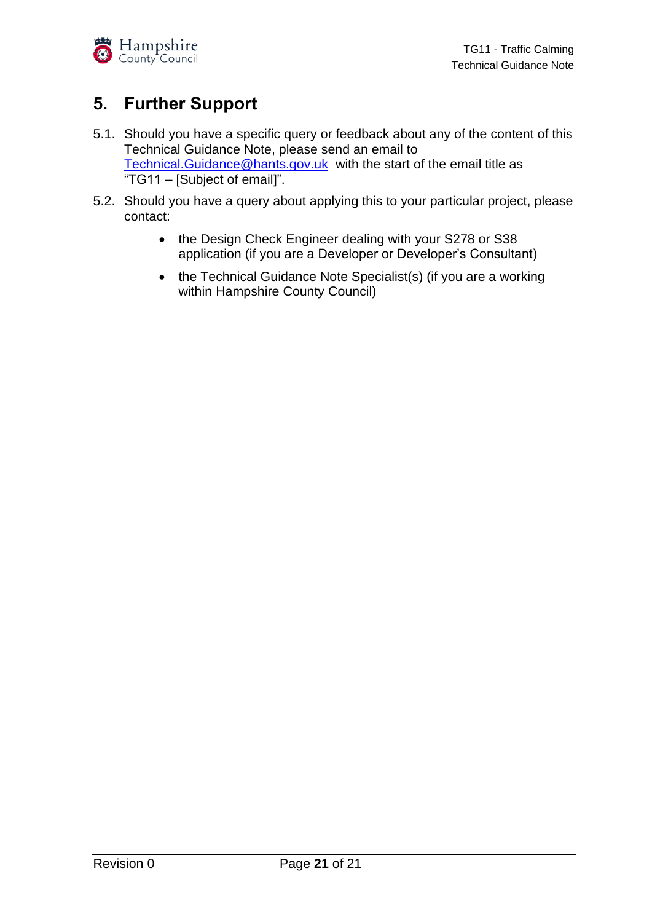## 5. Further Support

5.1. Should you have a specific query or feedback about any of the content of this Technical Guidance Note, please send an email to Technical.Guidance@hants.gov.uk with the start of the email title as "TG11 – [Subject of email]".

5.2. Should you have a query about applying this to your particular project, please contact:

- the Design Check Engineer dealing with your S278 or S38 application (if you are a Developer or Developer's Consultant)
- the Technical Guidance Note Specialist(s) (if you are a working within Hampshire County Council)